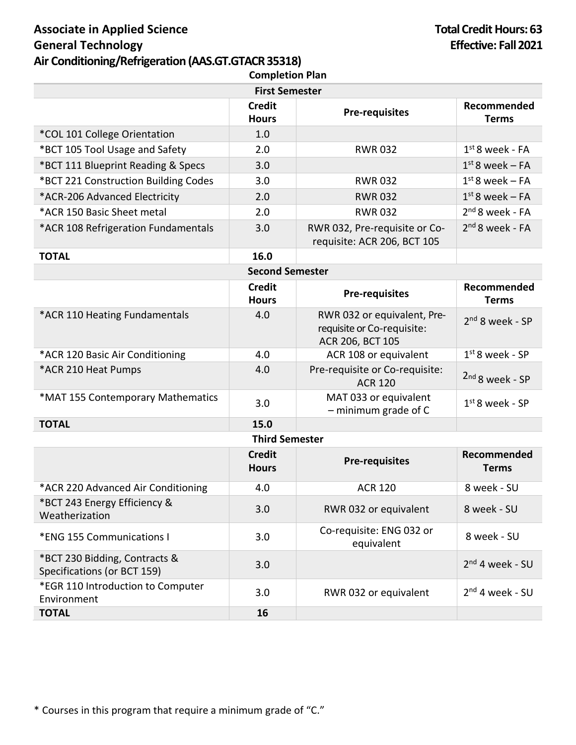**Associate in Applied Science** | **Total Credit Hours: 63**

**General Technology** | **Effective: Fall 2021**

**Air Conditioning/Refrigeration (AAS.GT.GTACR 35318)**

**Completion Plan**

| First Semester | | | |
|---|---|---|---|
| | **Credit Hours** | **Pre-requisites** | **Recommended Terms** |
| *COL 101 College Orientation | 1.0 | | |
| *BCT 105 Tool Usage and Safety | 2.0 | RWR 032 | 1st 8 week - FA |
| *BCT 111 Blueprint Reading & Specs | 3.0 | | 1st 8 week – FA |
| *BCT 221 Construction Building Codes | 3.0 | RWR 032 | 1st 8 week – FA |
| *ACR-206 Advanced Electricity | 2.0 | RWR 032 | 1st 8 week – FA |
| *ACR 150 Basic Sheet metal | 2.0 | RWR 032 | 2nd 8 week - FA |
| *ACR 108 Refrigeration Fundamentals | 3.0 | RWR 032, Pre-requisite or Co-requisite: ACR 206, BCT 105 | 2nd 8 week - FA |
| **TOTAL** | **16.0** | | |

| Second Semester | | | |
|---|---|---|---|
| | **Credit Hours** | **Pre-requisites** | **Recommended Terms** |
| *ACR 110 Heating Fundamentals | 4.0 | RWR 032 or equivalent, Pre-requisite or Co-requisite: ACR 206, BCT 105 | 2nd 8 week - SP |
| *ACR 120 Basic Air Conditioning | 4.0 | ACR 108 or equivalent | 1st 8 week - SP |
| *ACR 210 Heat Pumps | 4.0 | Pre-requisite or Co-requisite: ACR 120 | 2nd 8 week - SP |
| *MAT 155 Contemporary Mathematics | 3.0 | MAT 033 or equivalent – minimum grade of C | 1st 8 week - SP |
| **TOTAL** | **15.0** | | |

| Third Semester | | | |
|---|---|---|---|
| | **Credit Hours** | **Pre-requisites** | **Recommended Terms** |
| *ACR 220 Advanced Air Conditioning | 4.0 | ACR 120 | 8 week - SU |
| *BCT 243 Energy Efficiency & Weatherization | 3.0 | RWR 032 or equivalent | 8 week - SU |
| *ENG 155 Communications I | 3.0 | Co-requisite: ENG 032 or equivalent | 8 week - SU |
| *BCT 230 Bidding, Contracts & Specifications (or BCT 159) | 3.0 | | 2nd 4 week - SU |
| *EGR 110 Introduction to Computer Environment | 3.0 | RWR 032 or equivalent | 2nd 4 week - SU |
| **TOTAL** | **16** | | |

* Courses in this program that require a minimum grade of "C."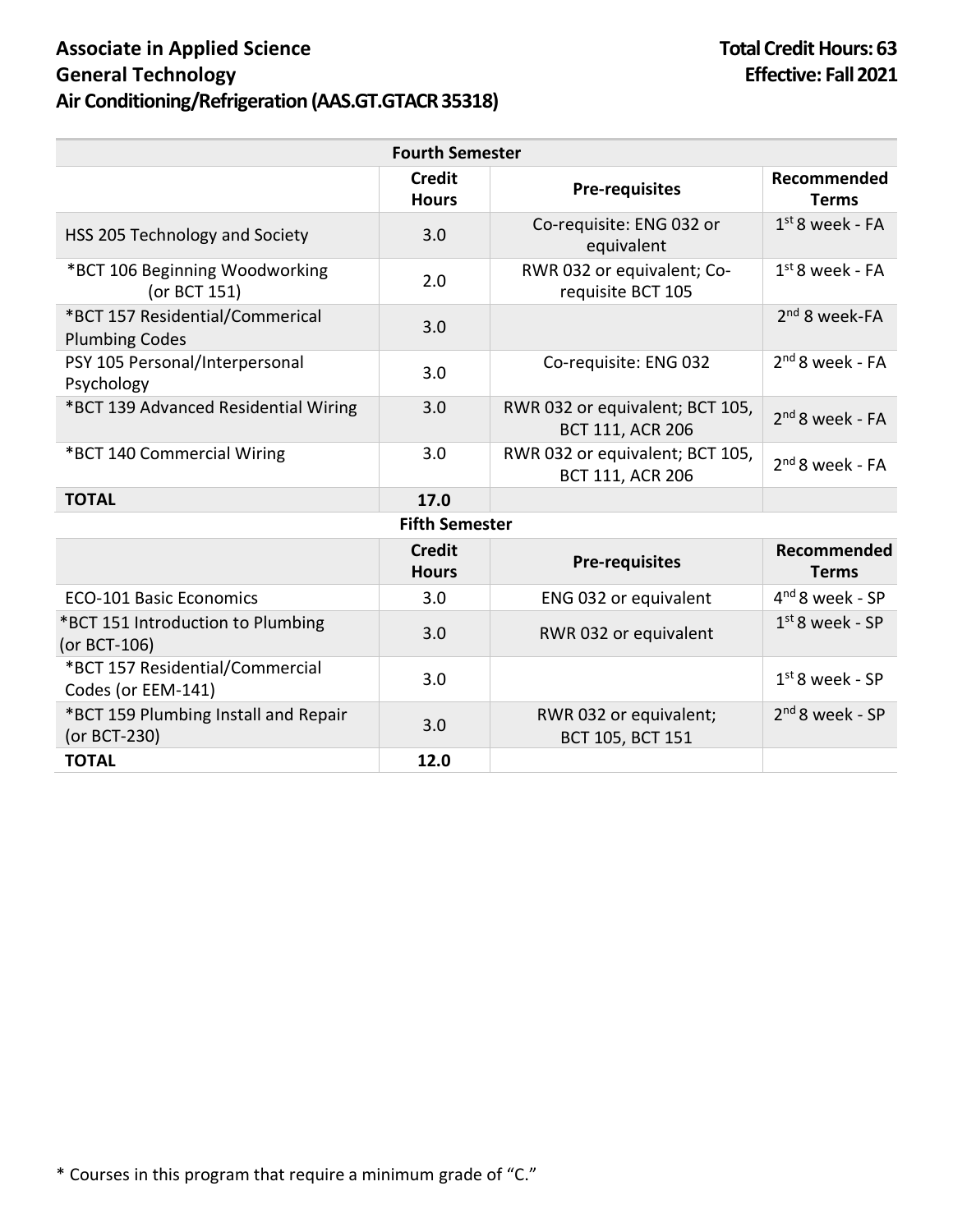**Associate in Applied Science**
**General Technology**
**Air Conditioning/Refrigeration (AAS.GT.GTACR 35318)**

**Total Credit Hours: 63**
**Effective: Fall 2021**

| Fourth Semester | | | |
|---|---|---|---|
| | **Credit Hours** | **Pre-requisites** | **Recommended Terms** |
| HSS 205 Technology and Society | 3.0 | Co-requisite: ENG 032 or equivalent | 1st 8 week - FA |
| *BCT 106 Beginning Woodworking (or BCT 151) | 2.0 | RWR 032 or equivalent; Co-requisite BCT 105 | 1st 8 week - FA |
| *BCT 157 Residential/Commerical Plumbing Codes | 3.0 | | 2nd 8 week-FA |
| PSY 105 Personal/Interpersonal Psychology | 3.0 | Co-requisite: ENG 032 | 2nd 8 week - FA |
| *BCT 139 Advanced Residential Wiring | 3.0 | RWR 032 or equivalent; BCT 105, BCT 111, ACR 206 | 2nd 8 week - FA |
| *BCT 140 Commercial Wiring | 3.0 | RWR 032 or equivalent; BCT 105, BCT 111, ACR 206 | 2nd 8 week - FA |
| **TOTAL** | **17.0** | | |

| Fifth Semester | | | |
|---|---|---|---|
| | **Credit Hours** | **Pre-requisites** | **Recommended Terms** |
| ECO-101 Basic Economics | 3.0 | ENG 032 or equivalent | 4nd 8 week - SP |
| *BCT 151 Introduction to Plumbing (or BCT-106) | 3.0 | RWR 032 or equivalent | 1st 8 week - SP |
| *BCT 157 Residential/Commercial Codes (or EEM-141) | 3.0 | | 1st 8 week - SP |
| *BCT 159 Plumbing Install and Repair (or BCT-230) | 3.0 | RWR 032 or equivalent; BCT 105, BCT 151 | 2nd 8 week - SP |
| **TOTAL** | **12.0** | | |

* Courses in this program that require a minimum grade of "C."